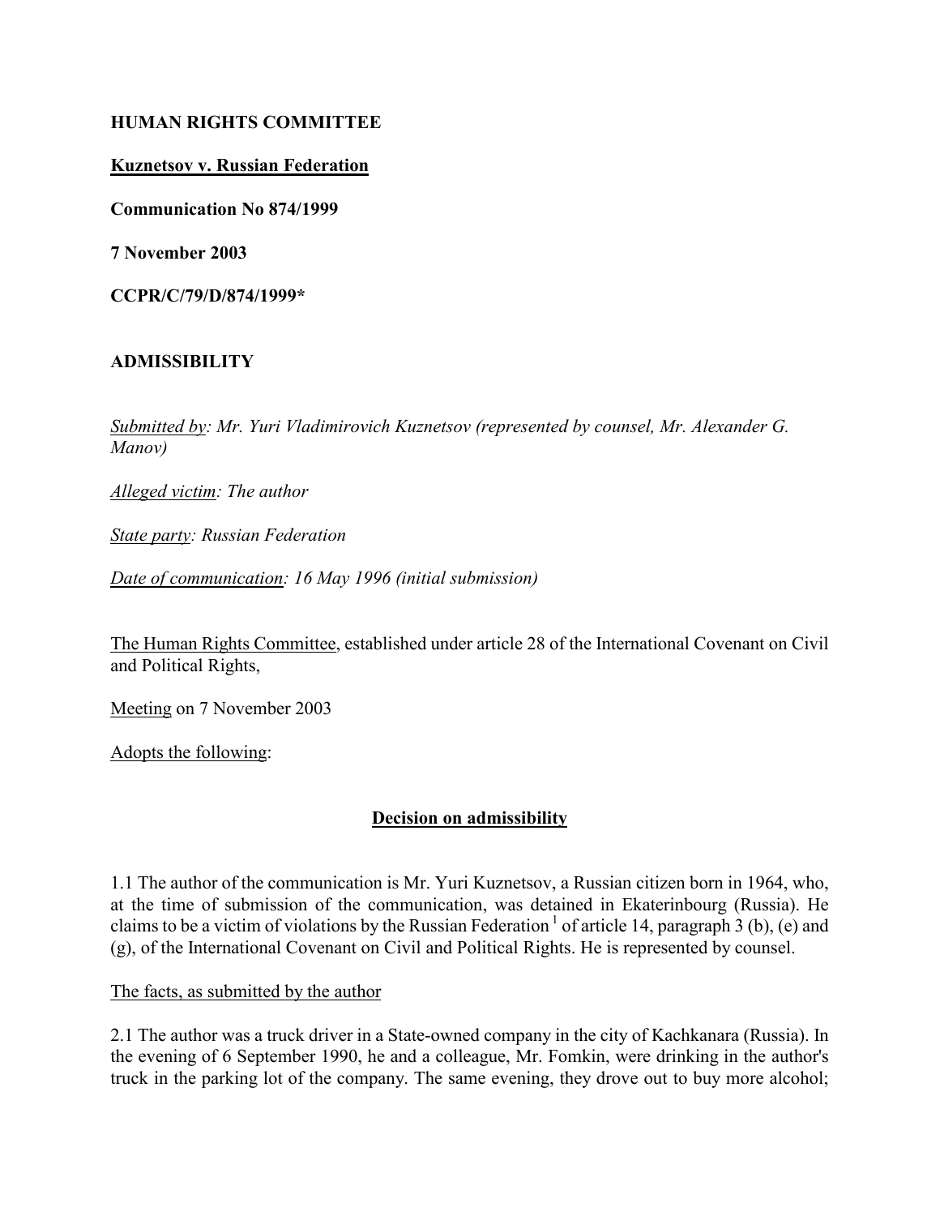**HUMAN RIGHTS COMMITTEE**

**Kuznetsov v. Russian Federation**

**Communication No 874/1999**

**7 November 2003**

**CCPR/C/79/D/874/1999***

**ADMISSIBILITY**

*Submitted by: Mr. Yuri Vladimirovich Kuznetsov (represented by counsel, Mr. Alexander G. Manov)*

*Alleged victim: The author*

*State party: Russian Federation*

*Date of communication: 16 May 1996 (initial submission)*

The Human Rights Committee, established under article 28 of the International Covenant on Civil and Political Rights,

Meeting on 7 November 2003

Adopts the following:

**Decision on admissibility**

1.1 The author of the communication is Mr. Yuri Kuznetsov, a Russian citizen born in 1964, who, at the time of submission of the communication, was detained in Ekaterinbourg (Russia). He claims to be a victim of violations by the Russian Federation [1] of article 14, paragraph 3 (b), (e) and (g), of the International Covenant on Civil and Political Rights. He is represented by counsel.

The facts, as submitted by the author

2.1 The author was a truck driver in a State-owned company in the city of Kachkanara (Russia). In the evening of 6 September 1990, he and a colleague, Mr. Fomkin, were drinking in the author's truck in the parking lot of the company. The same evening, they drove out to buy more alcohol;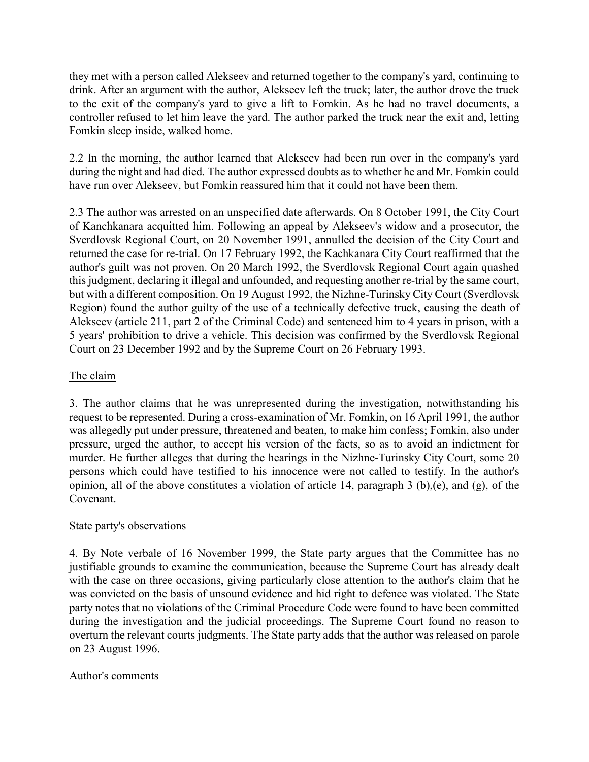they met with a person called Alekseev and returned together to the company's yard, continuing to drink. After an argument with the author, Alekseev left the truck; later, the author drove the truck to the exit of the company's yard to give a lift to Fomkin. As he had no travel documents, a controller refused to let him leave the yard. The author parked the truck near the exit and, letting Fomkin sleep inside, walked home.

2.2 In the morning, the author learned that Alekseev had been run over in the company's yard during the night and had died. The author expressed doubts as to whether he and Mr. Fomkin could have run over Alekseev, but Fomkin reassured him that it could not have been them.

2.3 The author was arrested on an unspecified date afterwards. On 8 October 1991, the City Court of Kanchkanara acquitted him. Following an appeal by Alekseev's widow and a prosecutor, the Sverdlovsk Regional Court, on 20 November 1991, annulled the decision of the City Court and returned the case for re-trial. On 17 February 1992, the Kachkanara City Court reaffirmed that the author's guilt was not proven. On 20 March 1992, the Sverdlovsk Regional Court again quashed this judgment, declaring it illegal and unfounded, and requesting another re-trial by the same court, but with a different composition. On 19 August 1992, the Nizhne-Turinsky City Court (Sverdlovsk Region) found the author guilty of the use of a technically defective truck, causing the death of Alekseev (article 211, part 2 of the Criminal Code) and sentenced him to 4 years in prison, with a 5 years' prohibition to drive a vehicle. This decision was confirmed by the Sverdlovsk Regional Court on 23 December 1992 and by the Supreme Court on 26 February 1993.

The claim

3. The author claims that he was unrepresented during the investigation, notwithstanding his request to be represented. During a cross-examination of Mr. Fomkin, on 16 April 1991, the author was allegedly put under pressure, threatened and beaten, to make him confess; Fomkin, also under pressure, urged the author, to accept his version of the facts, so as to avoid an indictment for murder. He further alleges that during the hearings in the Nizhne-Turinsky City Court, some 20 persons which could have testified to his innocence were not called to testify. In the author's opinion, all of the above constitutes a violation of article 14, paragraph 3 (b),(e), and (g), of the Covenant.

State party's observations

4. By Note verbale of 16 November 1999, the State party argues that the Committee has no justifiable grounds to examine the communication, because the Supreme Court has already dealt with the case on three occasions, giving particularly close attention to the author's claim that he was convicted on the basis of unsound evidence and hid right to defence was violated. The State party notes that no violations of the Criminal Procedure Code were found to have been committed during the investigation and the judicial proceedings. The Supreme Court found no reason to overturn the relevant courts judgments. The State party adds that the author was released on parole on 23 August 1996.

Author's comments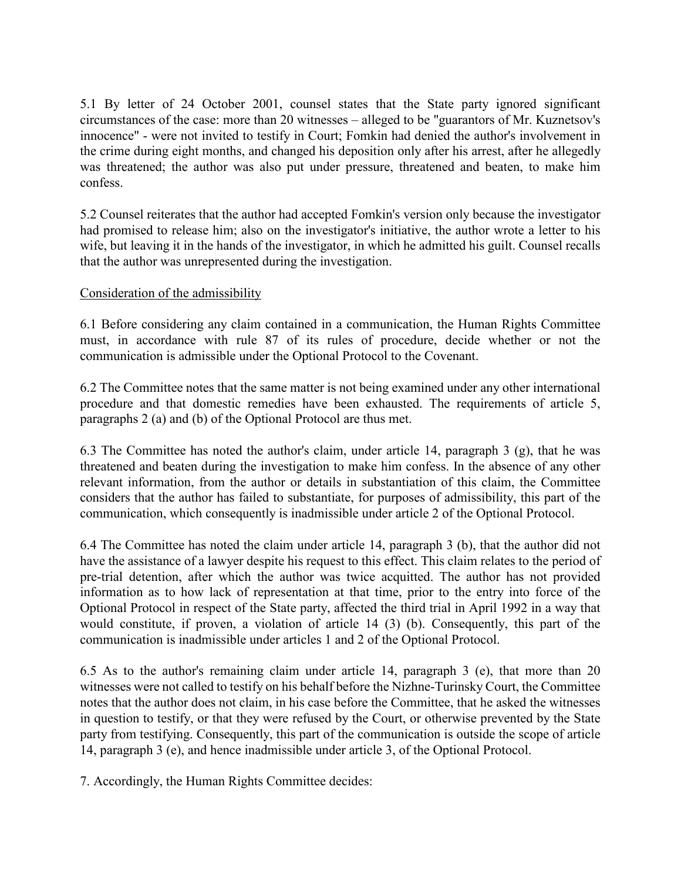5.1 By letter of 24 October 2001, counsel states that the State party ignored significant circumstances of the case: more than 20 witnesses – alleged to be "guarantors of Mr. Kuznetsov's innocence" - were not invited to testify in Court; Fomkin had denied the author's involvement in the crime during eight months, and changed his deposition only after his arrest, after he allegedly was threatened; the author was also put under pressure, threatened and beaten, to make him confess.

5.2 Counsel reiterates that the author had accepted Fomkin's version only because the investigator had promised to release him; also on the investigator's initiative, the author wrote a letter to his wife, but leaving it in the hands of the investigator, in which he admitted his guilt. Counsel recalls that the author was unrepresented during the investigation.

Consideration of the admissibility

6.1 Before considering any claim contained in a communication, the Human Rights Committee must, in accordance with rule 87 of its rules of procedure, decide whether or not the communication is admissible under the Optional Protocol to the Covenant.

6.2 The Committee notes that the same matter is not being examined under any other international procedure and that domestic remedies have been exhausted. The requirements of article 5, paragraphs 2 (a) and (b) of the Optional Protocol are thus met.

6.3 The Committee has noted the author's claim, under article 14, paragraph 3 (g), that he was threatened and beaten during the investigation to make him confess. In the absence of any other relevant information, from the author or details in substantiation of this claim, the Committee considers that the author has failed to substantiate, for purposes of admissibility, this part of the communication, which consequently is inadmissible under article 2 of the Optional Protocol.

6.4 The Committee has noted the claim under article 14, paragraph 3 (b), that the author did not have the assistance of a lawyer despite his request to this effect. This claim relates to the period of pre-trial detention, after which the author was twice acquitted. The author has not provided information as to how lack of representation at that time, prior to the entry into force of the Optional Protocol in respect of the State party, affected the third trial in April 1992 in a way that would constitute, if proven, a violation of article 14 (3) (b). Consequently, this part of the communication is inadmissible under articles 1 and 2 of the Optional Protocol.

6.5 As to the author's remaining claim under article 14, paragraph 3 (e), that more than 20 witnesses were not called to testify on his behalf before the Nizhne-Turinsky Court, the Committee notes that the author does not claim, in his case before the Committee, that he asked the witnesses in question to testify, or that they were refused by the Court, or otherwise prevented by the State party from testifying. Consequently, this part of the communication is outside the scope of article 14, paragraph 3 (e), and hence inadmissible under article 3, of the Optional Protocol.

7. Accordingly, the Human Rights Committee decides: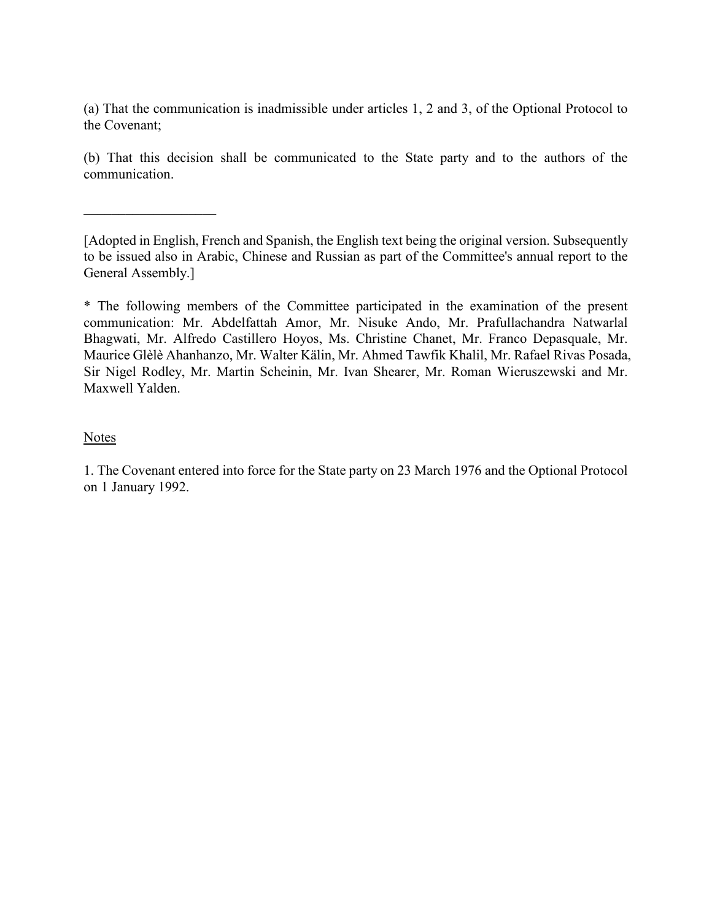(a) That the communication is inadmissible under articles 1, 2 and 3, of the Optional Protocol to the Covenant;

(b) That this decision shall be communicated to the State party and to the authors of the communication.

___________________

[Adopted in English, French and Spanish, the English text being the original version. Subsequently to be issued also in Arabic, Chinese and Russian as part of the Committee's annual report to the General Assembly.]

* The following members of the Committee participated in the examination of the present communication: Mr. Abdelfattah Amor, Mr. Nisuke Ando, Mr. Prafullachandra Natwarlal Bhagwati, Mr. Alfredo Castillero Hoyos, Ms. Christine Chanet, Mr. Franco Depasquale, Mr. Maurice Glèlè Ahanhanzo, Mr. Walter Kälin, Mr. Ahmed Tawfik Khalil, Mr. Rafael Rivas Posada, Sir Nigel Rodley, Mr. Martin Scheinin, Mr. Ivan Shearer, Mr. Roman Wieruszewski and Mr. Maxwell Yalden.

Notes

1. The Covenant entered into force for the State party on 23 March 1976 and the Optional Protocol on 1 January 1992.